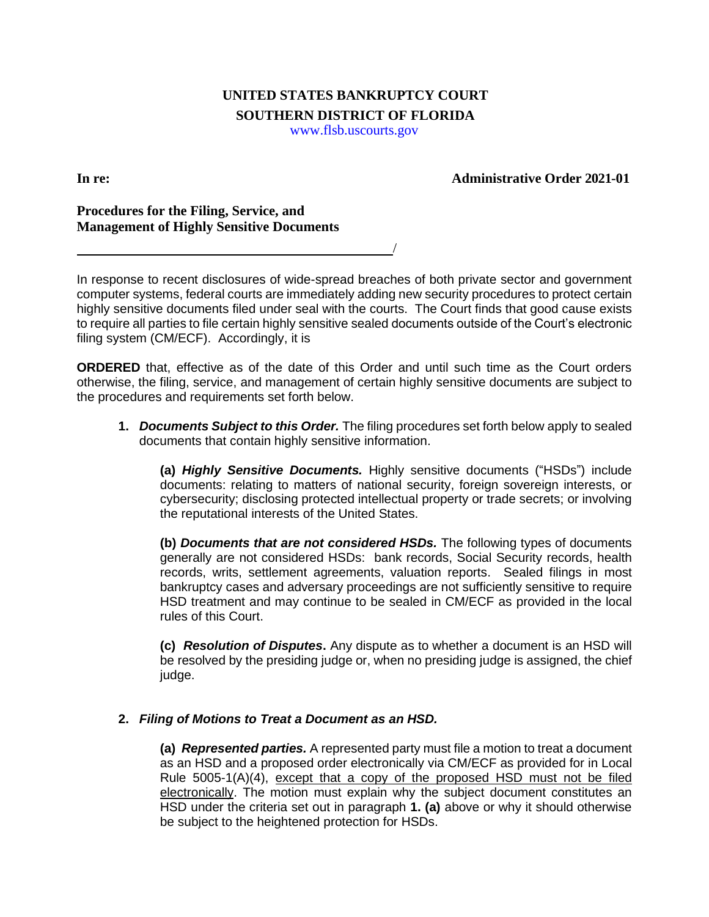# UNITED STATES BANKRUPTCY COURT
# SOUTHERN DISTRICT OF FLORIDA

www.flsb.uscourts.gov

**In re:** **Administrative Order 2021-01**

**Procedures for the Filing, Service, and Management of Highly Sensitive Documents**

_______________________________________________/

In response to recent disclosures of wide-spread breaches of both private sector and government computer systems, federal courts are immediately adding new security procedures to protect certain highly sensitive documents filed under seal with the courts. The Court finds that good cause exists to require all parties to file certain highly sensitive sealed documents outside of the Court's electronic filing system (CM/ECF). Accordingly, it is

**ORDERED** that, effective as of the date of this Order and until such time as the Court orders otherwise, the filing, service, and management of certain highly sensitive documents are subject to the procedures and requirements set forth below.

1. ***Documents Subject to this Order.*** The filing procedures set forth below apply to sealed documents that contain highly sensitive information.

   **(a)** ***Highly Sensitive Documents.*** Highly sensitive documents ("HSDs") include documents: relating to matters of national security, foreign sovereign interests, or cybersecurity; disclosing protected intellectual property or trade secrets; or involving the reputational interests of the United States.

   **(b)** ***Documents that are not considered HSDs.*** The following types of documents generally are not considered HSDs: bank records, Social Security records, health records, writs, settlement agreements, valuation reports. Sealed filings in most bankruptcy cases and adversary proceedings are not sufficiently sensitive to require HSD treatment and may continue to be sealed in CM/ECF as provided in the local rules of this Court.

   **(c)** ***Resolution of Disputes*.** Any dispute as to whether a document is an HSD will be resolved by the presiding judge or, when no presiding judge is assigned, the chief judge.

2. ***Filing of Motions to Treat a Document as an HSD.***

   **(a)** ***Represented parties.*** A represented party must file a motion to treat a document as an HSD and a proposed order electronically via CM/ECF as provided for in Local Rule 5005-1(A)(4), except that a copy of the proposed HSD must not be filed electronically. The motion must explain why the subject document constitutes an HSD under the criteria set out in paragraph **1. (a)** above or why it should otherwise be subject to the heightened protection for HSDs.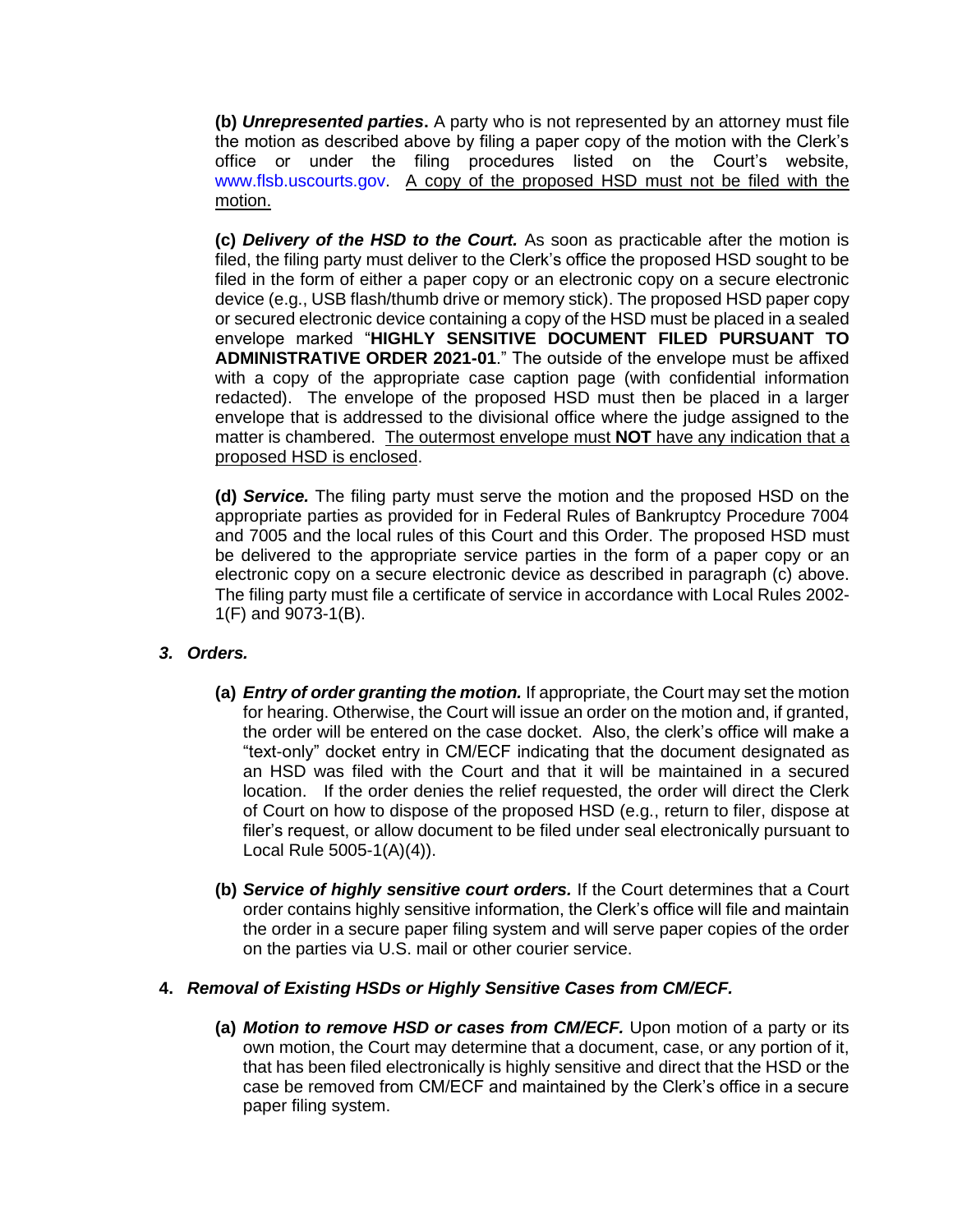**(b)** ***Unrepresented parties*.** A party who is not represented by an attorney must file the motion as described above by filing a paper copy of the motion with the Clerk's office or under the filing procedures listed on the Court's website, www.flsb.uscourts.gov. <u>A copy of the proposed HSD must not be filed with the motion.</u>

**(c)** ***Delivery of the HSD to the Court.*** As soon as practicable after the motion is filed, the filing party must deliver to the Clerk's office the proposed HSD sought to be filed in the form of either a paper copy or an electronic copy on a secure electronic device (e.g., USB flash/thumb drive or memory stick). The proposed HSD paper copy or secured electronic device containing a copy of the HSD must be placed in a sealed envelope marked "**HIGHLY SENSITIVE DOCUMENT FILED PURSUANT TO ADMINISTRATIVE ORDER 2021-01**." The outside of the envelope must be affixed with a copy of the appropriate case caption page (with confidential information redacted). The envelope of the proposed HSD must then be placed in a larger envelope that is addressed to the divisional office where the judge assigned to the matter is chambered. <u>The outermost envelope must **NOT** have any indication that a proposed HSD is enclosed</u>.

**(d)** ***Service.*** The filing party must serve the motion and the proposed HSD on the appropriate parties as provided for in Federal Rules of Bankruptcy Procedure 7004 and 7005 and the local rules of this Court and this Order. The proposed HSD must be delivered to the appropriate service parties in the form of a paper copy or an electronic copy on a secure electronic device as described in paragraph (c) above. The filing party must file a certificate of service in accordance with Local Rules 2002-1(F) and 9073-1(B).

### *3. Orders.*

**(a)** ***Entry of order granting the motion.*** If appropriate, the Court may set the motion for hearing. Otherwise, the Court will issue an order on the motion and, if granted, the order will be entered on the case docket. Also, the clerk's office will make a "text-only" docket entry in CM/ECF indicating that the document designated as an HSD was filed with the Court and that it will be maintained in a secured location. If the order denies the relief requested, the order will direct the Clerk of Court on how to dispose of the proposed HSD (e.g., return to filer, dispose at filer's request, or allow document to be filed under seal electronically pursuant to Local Rule 5005-1(A)(4)).

**(b)** ***Service of highly sensitive court orders.*** If the Court determines that a Court order contains highly sensitive information, the Clerk's office will file and maintain the order in a secure paper filing system and will serve paper copies of the order on the parties via U.S. mail or other courier service.

### **4.** *Removal of Existing HSDs or Highly Sensitive Cases from CM/ECF.*

**(a)** ***Motion to remove HSD or cases from CM/ECF.*** Upon motion of a party or its own motion, the Court may determine that a document, case, or any portion of it, that has been filed electronically is highly sensitive and direct that the HSD or the case be removed from CM/ECF and maintained by the Clerk's office in a secure paper filing system.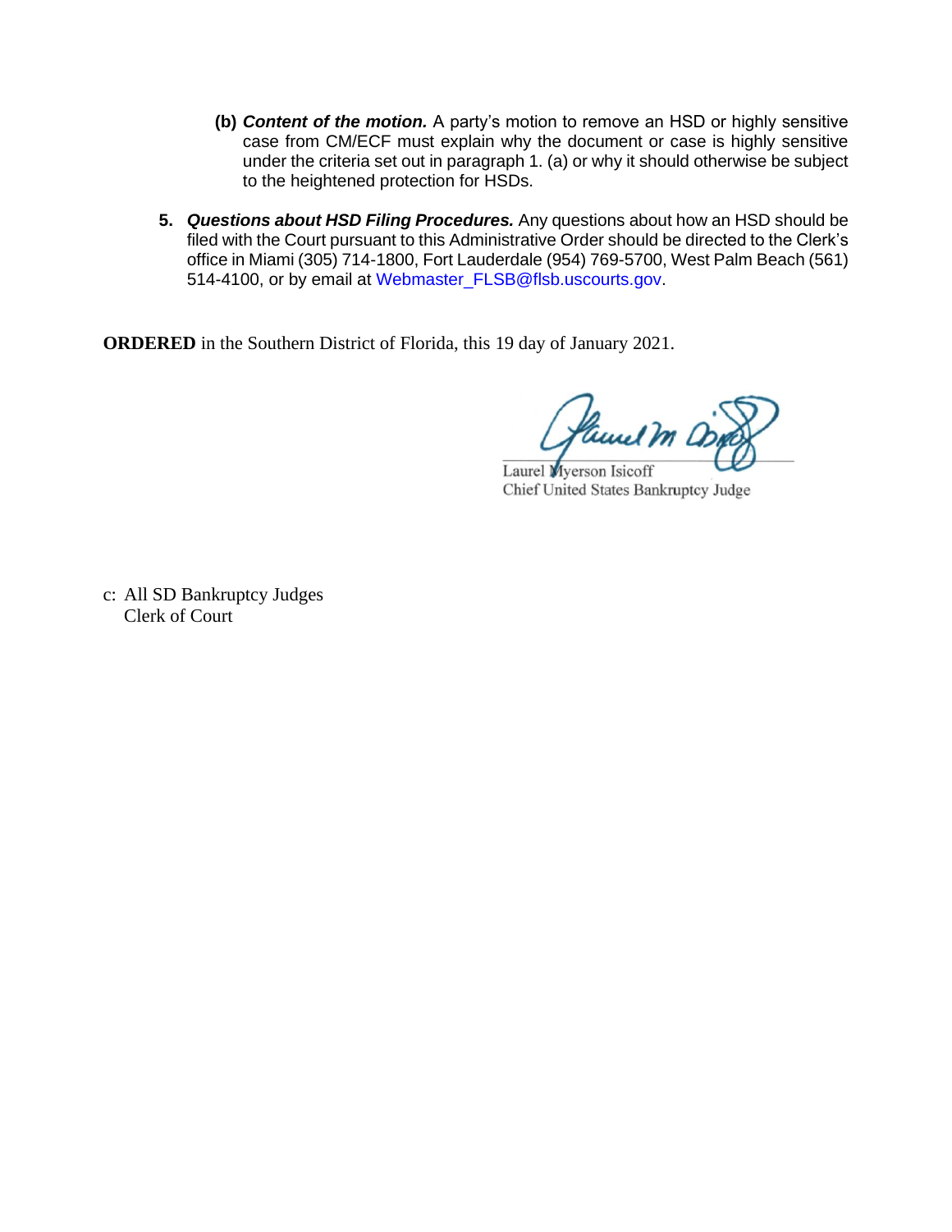**(b)** ***Content of the motion.*** A party's motion to remove an HSD or highly sensitive case from CM/ECF must explain why the document or case is highly sensitive under the criteria set out in paragraph 1. (a) or why it should otherwise be subject to the heightened protection for HSDs.

**5.** ***Questions about HSD Filing Procedures.*** Any questions about how an HSD should be filed with the Court pursuant to this Administrative Order should be directed to the Clerk's office in Miami (305) 714-1800, Fort Lauderdale (954) 769-5700, West Palm Beach (561) 514-4100, or by email at Webmaster_FLSB@flsb.uscourts.gov.

**ORDERED** in the Southern District of Florida, this 19 day of January 2021.

Laurel Myerson Isicoff
Chief United States Bankruptcy Judge

c: All SD Bankruptcy Judges
Clerk of Court